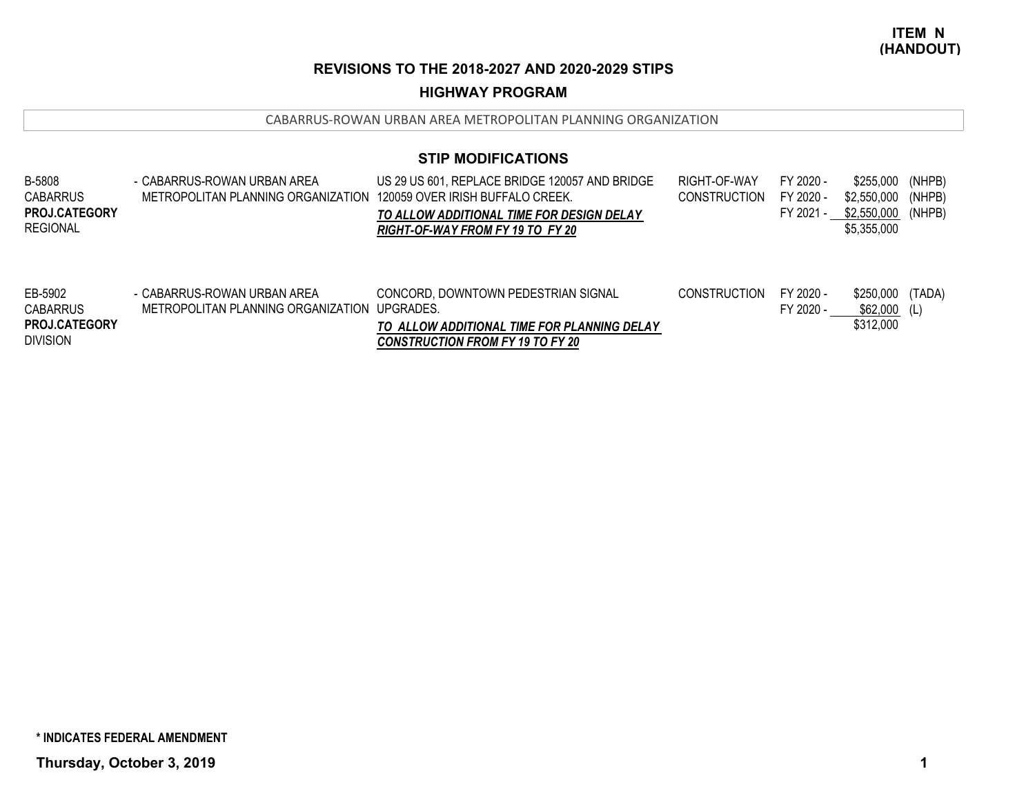**ITEM N (HANDOUT)**

# REVISIONS TO THE 2018-2027 AND 2020-2029 STIPS

## HIGHWAY PROGRAM

CABARRUS-ROWAN URBAN AREA METROPOLITAN PLANNING ORGANIZATION

### STIP MODIFICATIONS

| Project | MPO | Description | Phase | Year | Cost | Source |
|---|---|---|---|---|---|---|
| B-5808<br>CABARRUS<br>**PROJ.CATEGORY**<br>REGIONAL | - CABARRUS-ROWAN URBAN AREA METROPOLITAN PLANNING ORGANIZATION | US 29 US 601, REPLACE BRIDGE 120057 AND BRIDGE 120059 OVER IRISH BUFFALO CREEK.<br>***TO ALLOW ADDITIONAL TIME FOR DESIGN DELAY RIGHT-OF-WAY FROM FY 19 TO FY 20*** | RIGHT-OF-WAY | FY 2020 - | $255,000 | (NHPB) |
| | | | CONSTRUCTION | FY 2020 - | $2,550,000 | (NHPB) |
| | | | | FY 2021 - | $2,550,000 | (NHPB) |
| | | | | | $5,355,000 | |
| EB-5902<br>CABARRUS<br>**PROJ.CATEGORY**<br>DIVISION | - CABARRUS-ROWAN URBAN AREA METROPOLITAN PLANNING ORGANIZATION | CONCORD, DOWNTOWN PEDESTRIAN SIGNAL UPGRADES.<br>***TO ALLOW ADDITIONAL TIME FOR PLANNING DELAY CONSTRUCTION FROM FY 19 TO FY 20*** | CONSTRUCTION | FY 2020 - | $250,000 | (TADA) |
| | | | | FY 2020 - | $62,000 | (L) |
| | | | | | $312,000 | |

**\* INDICATES FEDERAL AMENDMENT**

**Thursday, October 3, 2019**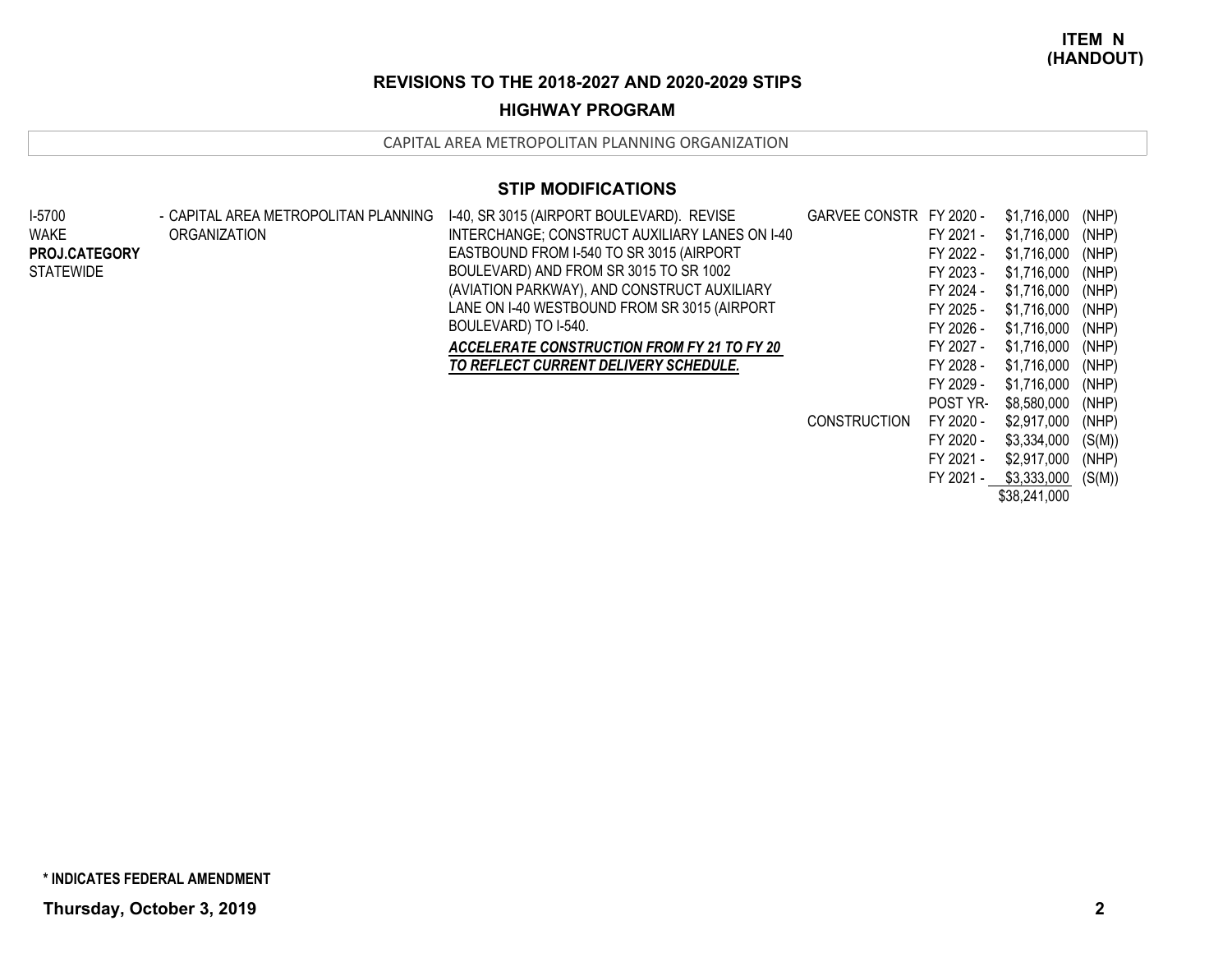**ITEM N (HANDOUT)**

## REVISIONS TO THE 2018-2027 AND 2020-2029 STIPS

### HIGHWAY PROGRAM

CAPITAL AREA METROPOLITAN PLANNING ORGANIZATION

### STIP MODIFICATIONS

| Project | Organization | Description | Work Type | Year | Amount | Fund |
|---|---|---|---|---|---|---|
| I-5700<br>WAKE<br>**PROJ.CATEGORY**<br>STATEWIDE | - CAPITAL AREA METROPOLITAN PLANNING ORGANIZATION | I-40, SR 3015 (AIRPORT BOULEVARD). REVISE INTERCHANGE; CONSTRUCT AUXILIARY LANES ON I-40 EASTBOUND FROM I-540 TO SR 3015 (AIRPORT BOULEVARD) AND FROM SR 3015 TO SR 1002 (AVIATION PARKWAY), AND CONSTRUCT AUXILIARY LANE ON I-40 WESTBOUND FROM SR 3015 (AIRPORT BOULEVARD) TO I-540.<br>***ACCELERATE CONSTRUCTION FROM FY 21 TO FY 20 TO REFLECT CURRENT DELIVERY SCHEDULE.*** | GARVEE CONSTR | FY 2020 - | $1,716,000 | (NHP) |
| | | | | FY 2021 - | $1,716,000 | (NHP) |
| | | | | FY 2022 - | $1,716,000 | (NHP) |
| | | | | FY 2023 - | $1,716,000 | (NHP) |
| | | | | FY 2024 - | $1,716,000 | (NHP) |
| | | | | FY 2025 - | $1,716,000 | (NHP) |
| | | | | FY 2026 - | $1,716,000 | (NHP) |
| | | | | FY 2027 - | $1,716,000 | (NHP) |
| | | | | FY 2028 - | $1,716,000 | (NHP) |
| | | | | FY 2029 - | $1,716,000 | (NHP) |
| | | | | POST YR- | $8,580,000 | (NHP) |
| | | | CONSTRUCTION | FY 2020 - | $2,917,000 | (NHP) |
| | | | | FY 2020 - | $3,334,000 | (S(M)) |
| | | | | FY 2021 - | $2,917,000 | (NHP) |
| | | | | FY 2021 - | $3,333,000 | (S(M)) |
| | | | | | $38,241,000 | |

**\* INDICATES FEDERAL AMENDMENT**

**Thursday, October 3, 2019**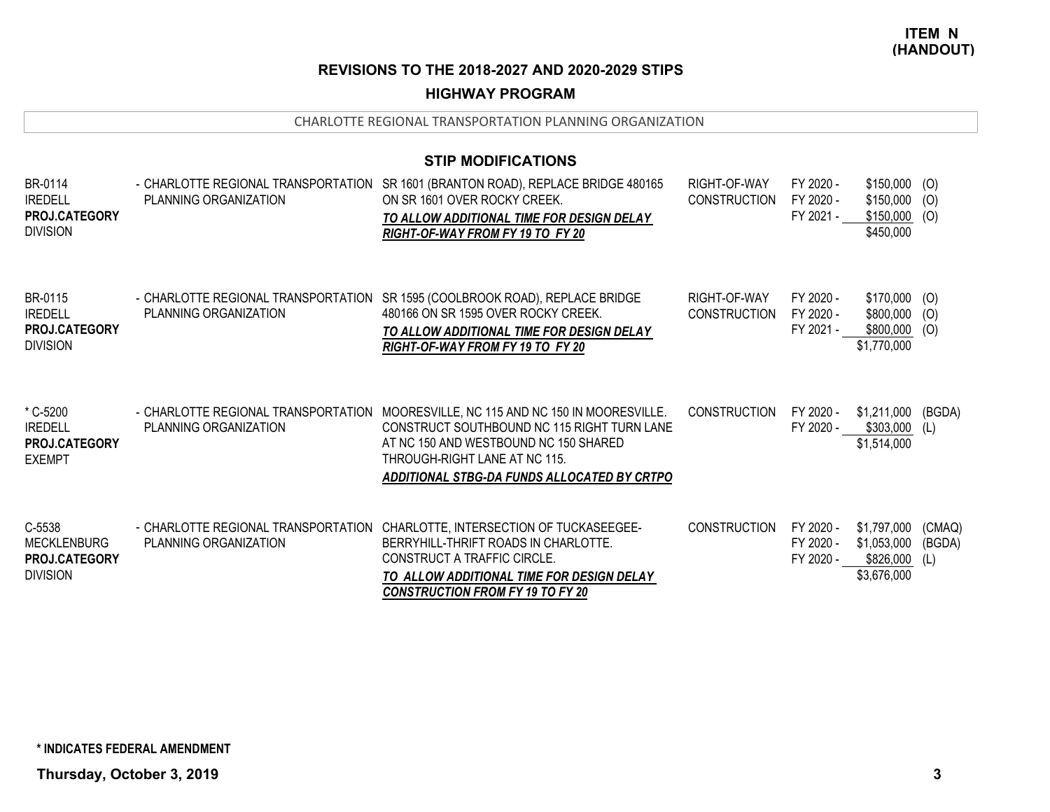**ITEM N**
**(HANDOUT)**

## REVISIONS TO THE 2018-2027 AND 2020-2029 STIPS

### HIGHWAY PROGRAM

CHARLOTTE REGIONAL TRANSPORTATION PLANNING ORGANIZATION

### STIP MODIFICATIONS

| Project | MPO/RPO | Description | Phase | Fiscal Year | Amount | Source |
|---|---|---|---|---|---|---|
| BR-0114<br>IREDELL<br>**PROJ.CATEGORY**<br>DIVISION | - CHARLOTTE REGIONAL TRANSPORTATION PLANNING ORGANIZATION | SR 1601 (BRANTON ROAD), REPLACE BRIDGE 480165 ON SR 1601 OVER ROCKY CREEK.<br>***TO ALLOW ADDITIONAL TIME FOR DESIGN DELAY RIGHT-OF-WAY FROM FY 19 TO FY 20*** | RIGHT-OF-WAY | FY 2020 - | $150,000 | (O) |
| | | | CONSTRUCTION | FY 2020 - | $150,000 | (O) |
| | | | | FY 2021 - | $150,000 | (O) |
| | | | | | $450,000 | |
| BR-0115<br>IREDELL<br>**PROJ.CATEGORY**<br>DIVISION | - CHARLOTTE REGIONAL TRANSPORTATION PLANNING ORGANIZATION | SR 1595 (COOLBROOK ROAD), REPLACE BRIDGE 480166 ON SR 1595 OVER ROCKY CREEK.<br>***TO ALLOW ADDITIONAL TIME FOR DESIGN DELAY RIGHT-OF-WAY FROM FY 19 TO FY 20*** | RIGHT-OF-WAY | FY 2020 - | $170,000 | (O) |
| | | | CONSTRUCTION | FY 2020 - | $800,000 | (O) |
| | | | | FY 2021 - | $800,000 | (O) |
| | | | | | $1,770,000 | |
| * C-5200<br>IREDELL<br>**PROJ.CATEGORY**<br>EXEMPT | - CHARLOTTE REGIONAL TRANSPORTATION PLANNING ORGANIZATION | MOORESVILLE, NC 115 AND NC 150 IN MOORESVILLE. CONSTRUCT SOUTHBOUND NC 115 RIGHT TURN LANE AT NC 150 AND WESTBOUND NC 150 SHARED THROUGH-RIGHT LANE AT NC 115.<br>***ADDITIONAL STBG-DA FUNDS ALLOCATED BY CRTPO*** | CONSTRUCTION | FY 2020 - | $1,211,000 | (BGDA) |
| | | | | FY 2020 - | $303,000 | (L) |
| | | | | | $1,514,000 | |
| C-5538<br>MECKLENBURG<br>**PROJ.CATEGORY**<br>DIVISION | - CHARLOTTE REGIONAL TRANSPORTATION PLANNING ORGANIZATION | CHARLOTTE, INTERSECTION OF TUCKASEEGEE-BERRYHILL-THRIFT ROADS IN CHARLOTTE. CONSTRUCT A TRAFFIC CIRCLE.<br>***TO ALLOW ADDITIONAL TIME FOR DESIGN DELAY CONSTRUCTION FROM FY 19 TO FY 20*** | CONSTRUCTION | FY 2020 - | $1,797,000 | (CMAQ) |
| | | | | FY 2020 - | $1,053,000 | (BGDA) |
| | | | | FY 2020 - | $826,000 | (L) |
| | | | | | $3,676,000 | |

**\* INDICATES FEDERAL AMENDMENT**

**Thursday, October 3, 2019**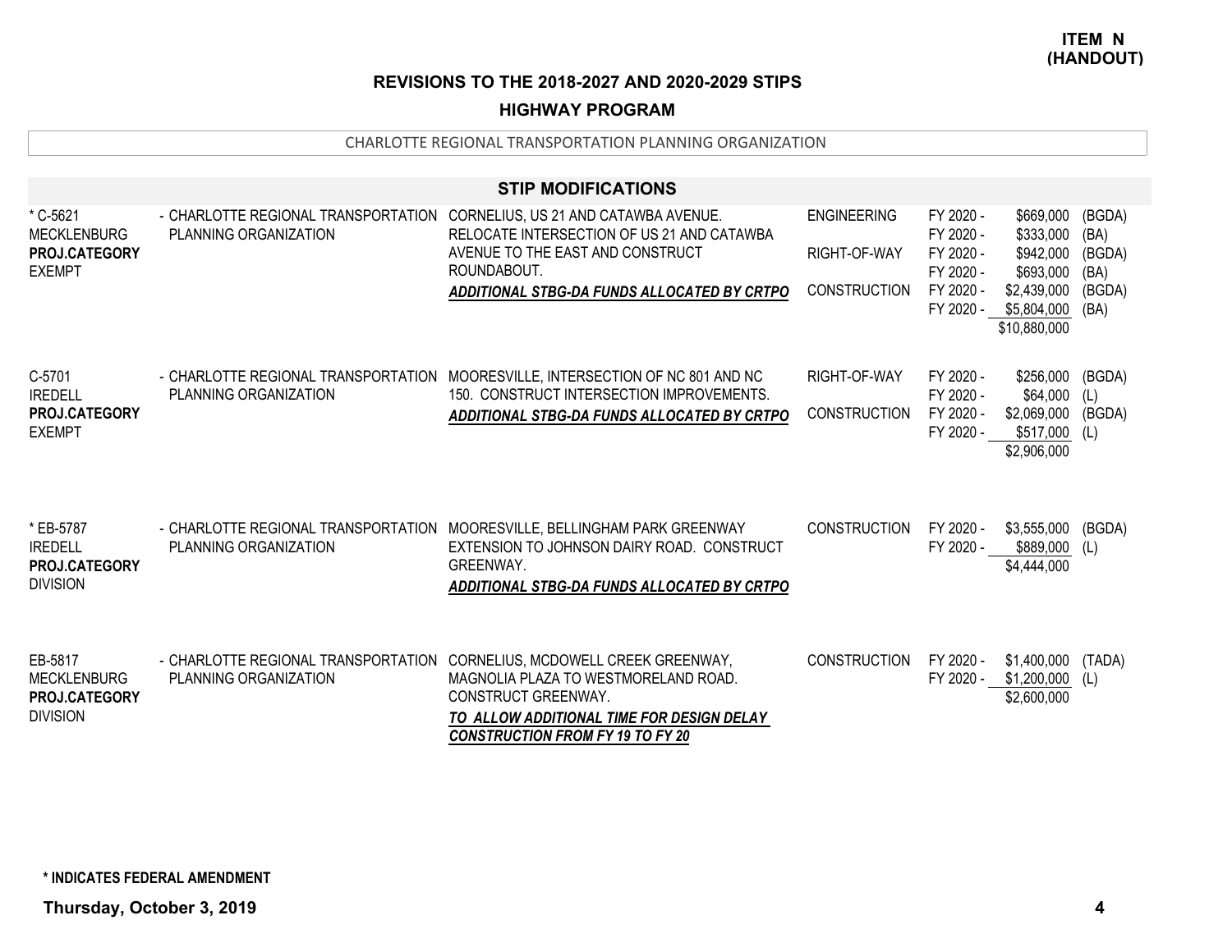**ITEM N (HANDOUT)**

## REVISIONS TO THE 2018-2027 AND 2020-2029 STIPS

### HIGHWAY PROGRAM

CHARLOTTE REGIONAL TRANSPORTATION PLANNING ORGANIZATION

### STIP MODIFICATIONS

| Project | Organization | Description | Phase | Fiscal Year | Amount | Source |
|---|---|---|---|---|---|---|
| * C-5621<br>MECKLENBURG<br>**PROJ.CATEGORY**<br>EXEMPT | - CHARLOTTE REGIONAL TRANSPORTATION PLANNING ORGANIZATION | CORNELIUS, US 21 AND CATAWBA AVENUE. RELOCATE INTERSECTION OF US 21 AND CATAWBA AVENUE TO THE EAST AND CONSTRUCT ROUNDABOUT.<br>***ADDITIONAL STBG-DA FUNDS ALLOCATED BY CRTPO*** | ENGINEERING | FY 2020 - | $669,000 | (BGDA) |
| | | | | FY 2020 - | $333,000 | (BA) |
| | | | RIGHT-OF-WAY | FY 2020 - | $942,000 | (BGDA) |
| | | | | FY 2020 - | $693,000 | (BA) |
| | | | CONSTRUCTION | FY 2020 - | $2,439,000 | (BGDA) |
| | | | | FY 2020 - | $5,804,000 | (BA) |
| | | | | | $10,880,000 | |
| C-5701<br>IREDELL<br>**PROJ.CATEGORY**<br>EXEMPT | - CHARLOTTE REGIONAL TRANSPORTATION PLANNING ORGANIZATION | MOORESVILLE, INTERSECTION OF NC 801 AND NC 150. CONSTRUCT INTERSECTION IMPROVEMENTS.<br>***ADDITIONAL STBG-DA FUNDS ALLOCATED BY CRTPO*** | RIGHT-OF-WAY | FY 2020 - | $256,000 | (BGDA) |
| | | | | FY 2020 - | $64,000 | (L) |
| | | | CONSTRUCTION | FY 2020 - | $2,069,000 | (BGDA) |
| | | | | FY 2020 - | $517,000 | (L) |
| | | | | | $2,906,000 | |
| * EB-5787<br>IREDELL<br>**PROJ.CATEGORY**<br>DIVISION | - CHARLOTTE REGIONAL TRANSPORTATION PLANNING ORGANIZATION | MOORESVILLE, BELLINGHAM PARK GREENWAY EXTENSION TO JOHNSON DAIRY ROAD. CONSTRUCT GREENWAY.<br>***ADDITIONAL STBG-DA FUNDS ALLOCATED BY CRTPO*** | CONSTRUCTION | FY 2020 - | $3,555,000 | (BGDA) |
| | | | | FY 2020 - | $889,000 | (L) |
| | | | | | $4,444,000 | |
| EB-5817<br>MECKLENBURG<br>**PROJ.CATEGORY**<br>DIVISION | - CHARLOTTE REGIONAL TRANSPORTATION PLANNING ORGANIZATION | CORNELIUS, MCDOWELL CREEK GREENWAY, MAGNOLIA PLAZA TO WESTMORELAND ROAD. CONSTRUCT GREENWAY.<br>***TO ALLOW ADDITIONAL TIME FOR DESIGN DELAY CONSTRUCTION FROM FY 19 TO FY 20*** | CONSTRUCTION | FY 2020 - | $1,400,000 | (TADA) |
| | | | | FY 2020 - | $1,200,000 | (L) |
| | | | | | $2,600,000 | |

**\* INDICATES FEDERAL AMENDMENT**

**Thursday, October 3, 2019**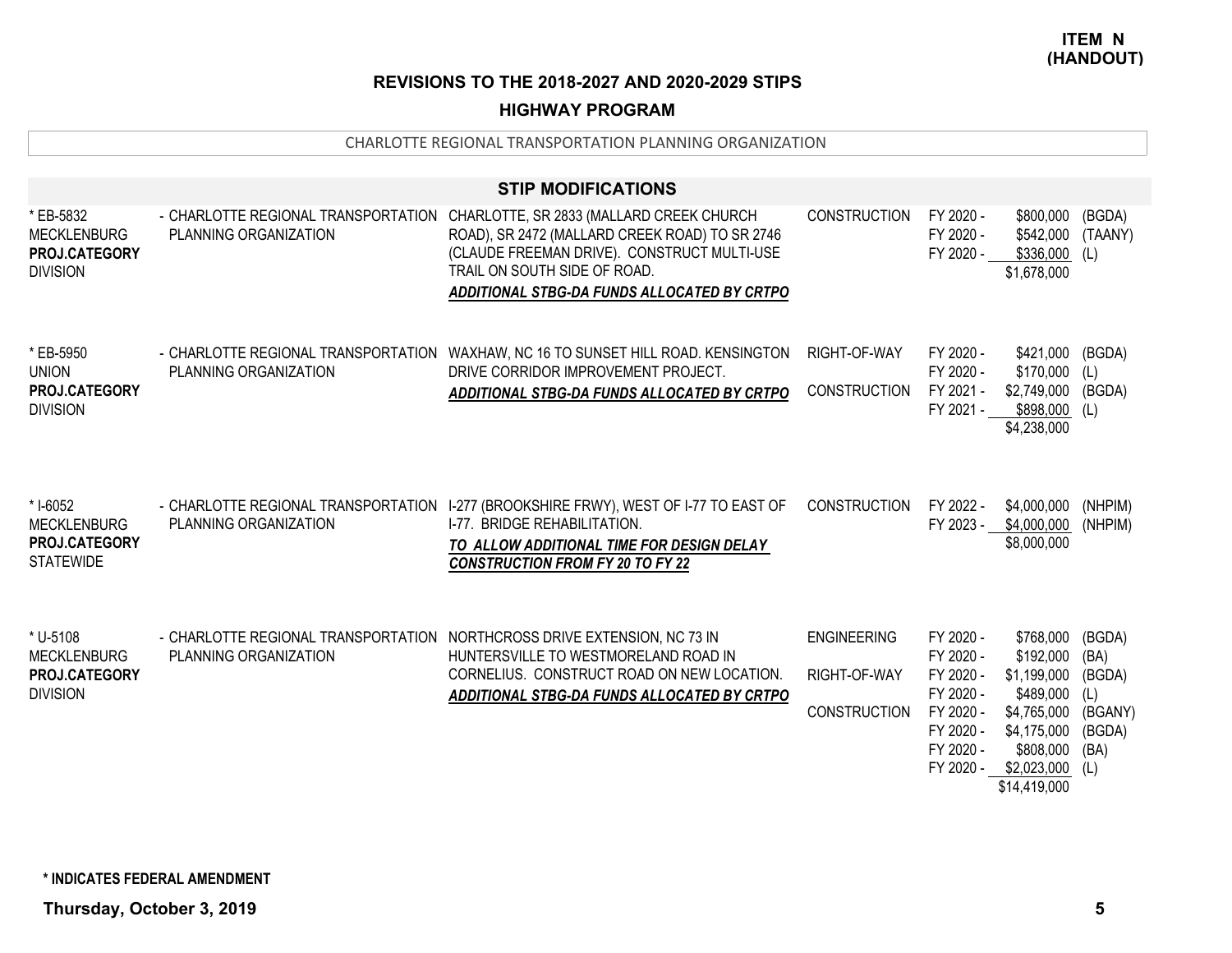**ITEM N (HANDOUT)**

## REVISIONS TO THE 2018-2027 AND 2020-2029 STIPS

### HIGHWAY PROGRAM

CHARLOTTE REGIONAL TRANSPORTATION PLANNING ORGANIZATION

### STIP MODIFICATIONS

| Project | Organization | Description | Phase | Fiscal Year | Amount | Fund |
|---|---|---|---|---|---|---|
| * EB-5832<br>MECKLENBURG<br>**PROJ.CATEGORY**<br>DIVISION | - CHARLOTTE REGIONAL TRANSPORTATION PLANNING ORGANIZATION | CHARLOTTE, SR 2833 (MALLARD CREEK CHURCH ROAD), SR 2472 (MALLARD CREEK ROAD) TO SR 2746 (CLAUDE FREEMAN DRIVE). CONSTRUCT MULTI-USE TRAIL ON SOUTH SIDE OF ROAD.<br>***ADDITIONAL STBG-DA FUNDS ALLOCATED BY CRTPO*** | CONSTRUCTION | FY 2020 - | $800,000 | (BGDA) |
| | | | | FY 2020 - | $542,000 | (TAANY) |
| | | | | FY 2020 - | $336,000 | (L) |
| | | | | | $1,678,000 | |
| * EB-5950<br>UNION<br>**PROJ.CATEGORY**<br>DIVISION | - CHARLOTTE REGIONAL TRANSPORTATION PLANNING ORGANIZATION | WAXHAW, NC 16 TO SUNSET HILL ROAD. KENSINGTON DRIVE CORRIDOR IMPROVEMENT PROJECT.<br>***ADDITIONAL STBG-DA FUNDS ALLOCATED BY CRTPO*** | RIGHT-OF-WAY | FY 2020 - | $421,000 | (BGDA) |
| | | | | FY 2020 - | $170,000 | (L) |
| | | | CONSTRUCTION | FY 2021 - | $2,749,000 | (BGDA) |
| | | | | FY 2021 - | $898,000 | (L) |
| | | | | | $4,238,000 | |
| * I-6052<br>MECKLENBURG<br>**PROJ.CATEGORY**<br>STATEWIDE | - CHARLOTTE REGIONAL TRANSPORTATION PLANNING ORGANIZATION | I-277 (BROOKSHIRE FRWY), WEST OF I-77 TO EAST OF I-77. BRIDGE REHABILITATION.<br>***TO ALLOW ADDITIONAL TIME FOR DESIGN DELAY CONSTRUCTION FROM FY 20 TO FY 22*** | CONSTRUCTION | FY 2022 - | $4,000,000 | (NHPIM) |
| | | | | FY 2023 - | $4,000,000 | (NHPIM) |
| | | | | | $8,000,000 | |
| * U-5108<br>MECKLENBURG<br>**PROJ.CATEGORY**<br>DIVISION | - CHARLOTTE REGIONAL TRANSPORTATION PLANNING ORGANIZATION | NORTHCROSS DRIVE EXTENSION, NC 73 IN HUNTERSVILLE TO WESTMORELAND ROAD IN CORNELIUS. CONSTRUCT ROAD ON NEW LOCATION.<br>***ADDITIONAL STBG-DA FUNDS ALLOCATED BY CRTPO*** | ENGINEERING | FY 2020 - | $768,000 | (BGDA) |
| | | | | FY 2020 - | $192,000 | (BA) |
| | | | RIGHT-OF-WAY | FY 2020 - | $1,199,000 | (BGDA) |
| | | | | FY 2020 - | $489,000 | (L) |
| | | | CONSTRUCTION | FY 2020 - | $4,765,000 | (BGANY) |
| | | | | FY 2020 - | $4,175,000 | (BGDA) |
| | | | | FY 2020 - | $808,000 | (BA) |
| | | | | FY 2020 - | $2,023,000 | (L) |
| | | | | | $14,419,000 | |

**\* INDICATES FEDERAL AMENDMENT**

**Thursday, October 3, 2019**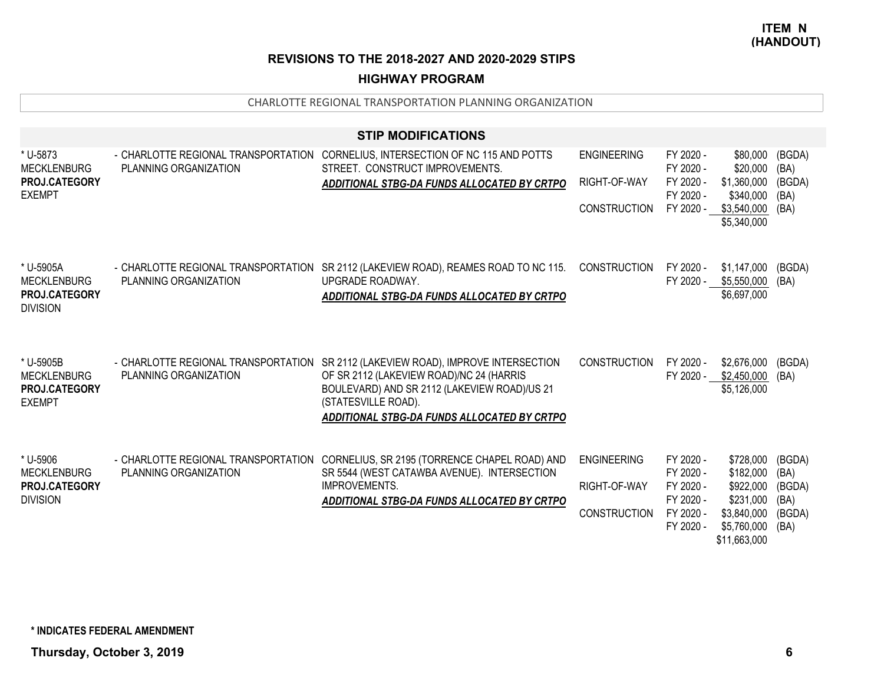**ITEM N (HANDOUT)**

## REVISIONS TO THE 2018-2027 AND 2020-2029 STIPS

### HIGHWAY PROGRAM

CHARLOTTE REGIONAL TRANSPORTATION PLANNING ORGANIZATION

### STIP MODIFICATIONS

| Project | Sponsor | Description | Work Type | Fiscal Year | Amount | Fund |
|---|---|---|---|---|---|---|
| * U-5873<br>MECKLENBURG<br>**PROJ.CATEGORY**<br>EXEMPT | - CHARLOTTE REGIONAL TRANSPORTATION PLANNING ORGANIZATION | CORNELIUS, INTERSECTION OF NC 115 AND POTTS STREET. CONSTRUCT IMPROVEMENTS.<br>***ADDITIONAL STBG-DA FUNDS ALLOCATED BY CRTPO*** | ENGINEERING | FY 2020 - | $80,000 | (BGDA) |
| | | | | FY 2020 - | $20,000 | (BA) |
| | | | RIGHT-OF-WAY | FY 2020 - | $1,360,000 | (BGDA) |
| | | | | FY 2020 - | $340,000 | (BA) |
| | | | CONSTRUCTION | FY 2020 - | $3,540,000 | (BA) |
| | | | | | $5,340,000 | |
| * U-5905A<br>MECKLENBURG<br>**PROJ.CATEGORY**<br>DIVISION | - CHARLOTTE REGIONAL TRANSPORTATION PLANNING ORGANIZATION | SR 2112 (LAKEVIEW ROAD), REAMES ROAD TO NC 115. UPGRADE ROADWAY.<br>***ADDITIONAL STBG-DA FUNDS ALLOCATED BY CRTPO*** | CONSTRUCTION | FY 2020 - | $1,147,000 | (BGDA) |
| | | | | FY 2020 - | $5,550,000 | (BA) |
| | | | | | $6,697,000 | |
| * U-5905B<br>MECKLENBURG<br>**PROJ.CATEGORY**<br>EXEMPT | - CHARLOTTE REGIONAL TRANSPORTATION PLANNING ORGANIZATION | SR 2112 (LAKEVIEW ROAD), IMPROVE INTERSECTION OF SR 2112 (LAKEVIEW ROAD)/NC 24 (HARRIS BOULEVARD) AND SR 2112 (LAKEVIEW ROAD)/US 21 (STATESVILLE ROAD).<br>***ADDITIONAL STBG-DA FUNDS ALLOCATED BY CRTPO*** | CONSTRUCTION | FY 2020 - | $2,676,000 | (BGDA) |
| | | | | FY 2020 - | $2,450,000 | (BA) |
| | | | | | $5,126,000 | |
| * U-5906<br>MECKLENBURG<br>**PROJ.CATEGORY**<br>DIVISION | - CHARLOTTE REGIONAL TRANSPORTATION PLANNING ORGANIZATION | CORNELIUS, SR 2195 (TORRENCE CHAPEL ROAD) AND SR 5544 (WEST CATAWBA AVENUE). INTERSECTION IMPROVEMENTS.<br>***ADDITIONAL STBG-DA FUNDS ALLOCATED BY CRTPO*** | ENGINEERING | FY 2020 - | $728,000 | (BGDA) |
| | | | | FY 2020 - | $182,000 | (BA) |
| | | | RIGHT-OF-WAY | FY 2020 - | $922,000 | (BGDA) |
| | | | | FY 2020 - | $231,000 | (BA) |
| | | | CONSTRUCTION | FY 2020 - | $3,840,000 | (BGDA) |
| | | | | FY 2020 - | $5,760,000 | (BA) |
| | | | | | $11,663,000 | |

**\* INDICATES FEDERAL AMENDMENT**

**Thursday, October 3, 2019**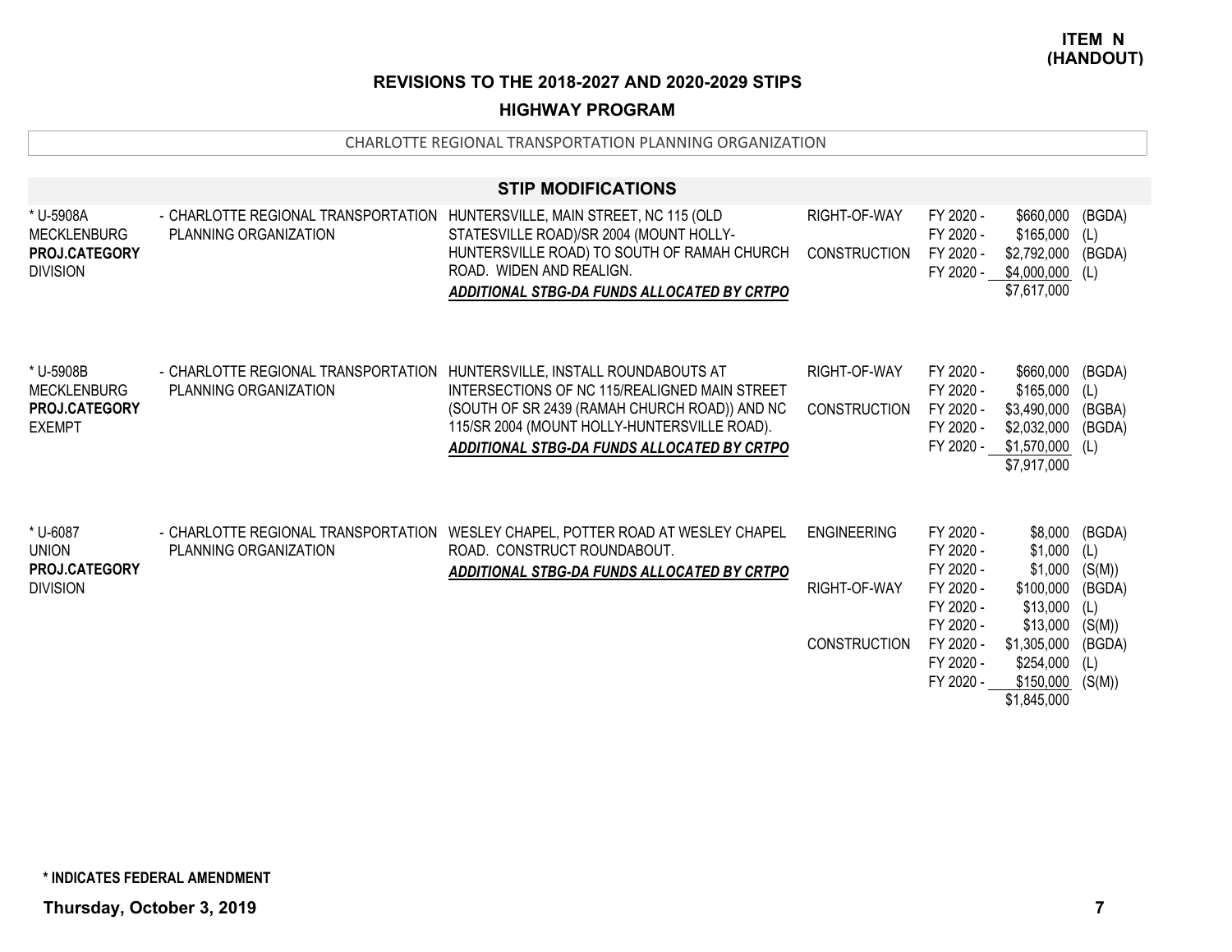**ITEM N (HANDOUT)**

## REVISIONS TO THE 2018-2027 AND 2020-2029 STIPS

### HIGHWAY PROGRAM

CHARLOTTE REGIONAL TRANSPORTATION PLANNING ORGANIZATION

### STIP MODIFICATIONS

| Project | Organization | Description | Phase | Fiscal Year | Amount | Fund |
|---|---|---|---|---|---|---|
| * U-5908A<br>MECKLENBURG<br>**PROJ.CATEGORY**<br>DIVISION | - CHARLOTTE REGIONAL TRANSPORTATION PLANNING ORGANIZATION | HUNTERSVILLE, MAIN STREET, NC 115 (OLD STATESVILLE ROAD)/SR 2004 (MOUNT HOLLY-HUNTERSVILLE ROAD) TO SOUTH OF RAMAH CHURCH ROAD. WIDEN AND REALIGN.<br>***ADDITIONAL STBG-DA FUNDS ALLOCATED BY CRTPO*** | RIGHT-OF-WAY | FY 2020 - | $660,000 | (BGDA) |
| | | | | FY 2020 - | $165,000 | (L) |
| | | | CONSTRUCTION | FY 2020 - | $2,792,000 | (BGDA) |
| | | | | FY 2020 - | $4,000,000 | (L) |
| | | | | | $7,617,000 | |
| * U-5908B<br>MECKLENBURG<br>**PROJ.CATEGORY**<br>EXEMPT | - CHARLOTTE REGIONAL TRANSPORTATION PLANNING ORGANIZATION | HUNTERSVILLE, INSTALL ROUNDABOUTS AT INTERSECTIONS OF NC 115/REALIGNED MAIN STREET (SOUTH OF SR 2439 (RAMAH CHURCH ROAD)) AND NC 115/SR 2004 (MOUNT HOLLY-HUNTERSVILLE ROAD).<br>***ADDITIONAL STBG-DA FUNDS ALLOCATED BY CRTPO*** | RIGHT-OF-WAY | FY 2020 - | $660,000 | (BGDA) |
| | | | | FY 2020 - | $165,000 | (L) |
| | | | CONSTRUCTION | FY 2020 - | $3,490,000 | (BGBA) |
| | | | | FY 2020 - | $2,032,000 | (BGDA) |
| | | | | FY 2020 - | $1,570,000 | (L) |
| | | | | | $7,917,000 | |
| * U-6087<br>UNION<br>**PROJ.CATEGORY**<br>DIVISION | - CHARLOTTE REGIONAL TRANSPORTATION PLANNING ORGANIZATION | WESLEY CHAPEL, POTTER ROAD AT WESLEY CHAPEL ROAD. CONSTRUCT ROUNDABOUT.<br>***ADDITIONAL STBG-DA FUNDS ALLOCATED BY CRTPO*** | ENGINEERING | FY 2020 - | $8,000 | (BGDA) |
| | | | | FY 2020 - | $1,000 | (L) |
| | | | | FY 2020 - | $1,000 | (S(M)) |
| | | | RIGHT-OF-WAY | FY 2020 - | $100,000 | (BGDA) |
| | | | | FY 2020 - | $13,000 | (L) |
| | | | | FY 2020 - | $13,000 | (S(M)) |
| | | | CONSTRUCTION | FY 2020 - | $1,305,000 | (BGDA) |
| | | | | FY 2020 - | $254,000 | (L) |
| | | | | FY 2020 - | $150,000 | (S(M)) |
| | | | | | $1,845,000 | |

**\* INDICATES FEDERAL AMENDMENT**

**Thursday, October 3, 2019**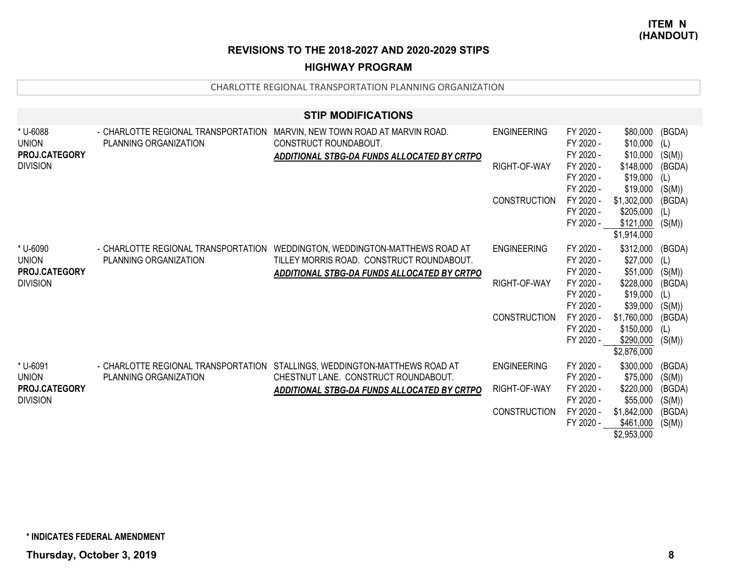**ITEM N (HANDOUT)**

## REVISIONS TO THE 2018-2027 AND 2020-2029 STIPS

### HIGHWAY PROGRAM

CHARLOTTE REGIONAL TRANSPORTATION PLANNING ORGANIZATION

### STIP MODIFICATIONS

| Project | Sponsor | Description | Phase | Year | Amount | Source |
|---|---|---|---|---|---|---|
| * U-6088<br>UNION<br>**PROJ.CATEGORY**<br>DIVISION | - CHARLOTTE REGIONAL TRANSPORTATION PLANNING ORGANIZATION | MARVIN, NEW TOWN ROAD AT MARVIN ROAD. CONSTRUCT ROUNDABOUT.<br>***ADDITIONAL STBG-DA FUNDS ALLOCATED BY CRTPO*** | ENGINEERING | FY 2020 - | $80,000 | (BGDA) |
| | | | | FY 2020 - | $10,000 | (L) |
| | | | | FY 2020 - | $10,000 | (S(M)) |
| | | | RIGHT-OF-WAY | FY 2020 - | $148,000 | (BGDA) |
| | | | | FY 2020 - | $19,000 | (L) |
| | | | | FY 2020 - | $19,000 | (S(M)) |
| | | | CONSTRUCTION | FY 2020 - | $1,302,000 | (BGDA) |
| | | | | FY 2020 - | $205,000 | (L) |
| | | | | FY 2020 - | $121,000 | (S(M)) |
| | | | | | $1,914,000 | |
| * U-6090<br>UNION<br>**PROJ.CATEGORY**<br>DIVISION | - CHARLOTTE REGIONAL TRANSPORTATION PLANNING ORGANIZATION | WEDDINGTON, WEDDINGTON-MATTHEWS ROAD AT TILLEY MORRIS ROAD. CONSTRUCT ROUNDABOUT.<br>***ADDITIONAL STBG-DA FUNDS ALLOCATED BY CRTPO*** | ENGINEERING | FY 2020 - | $312,000 | (BGDA) |
| | | | | FY 2020 - | $27,000 | (L) |
| | | | | FY 2020 - | $51,000 | (S(M)) |
| | | | RIGHT-OF-WAY | FY 2020 - | $228,000 | (BGDA) |
| | | | | FY 2020 - | $19,000 | (L) |
| | | | | FY 2020 - | $39,000 | (S(M)) |
| | | | CONSTRUCTION | FY 2020 - | $1,760,000 | (BGDA) |
| | | | | FY 2020 - | $150,000 | (L) |
| | | | | FY 2020 - | $290,000 | (S(M)) |
| | | | | | $2,876,000 | |
| * U-6091<br>UNION<br>**PROJ.CATEGORY**<br>DIVISION | - CHARLOTTE REGIONAL TRANSPORTATION PLANNING ORGANIZATION | STALLINGS, WEDDINGTON-MATTHEWS ROAD AT CHESTNUT LANE. CONSTRUCT ROUNDABOUT.<br>***ADDITIONAL STBG-DA FUNDS ALLOCATED BY CRTPO*** | ENGINEERING | FY 2020 - | $300,000 | (BGDA) |
| | | | | FY 2020 - | $75,000 | (S(M)) |
| | | | RIGHT-OF-WAY | FY 2020 - | $220,000 | (BGDA) |
| | | | | FY 2020 - | $55,000 | (S(M)) |
| | | | CONSTRUCTION | FY 2020 - | $1,842,000 | (BGDA) |
| | | | | FY 2020 - | $461,000 | (S(M)) |
| | | | | | $2,953,000 | |

**\* INDICATES FEDERAL AMENDMENT**

**Thursday, October 3, 2019**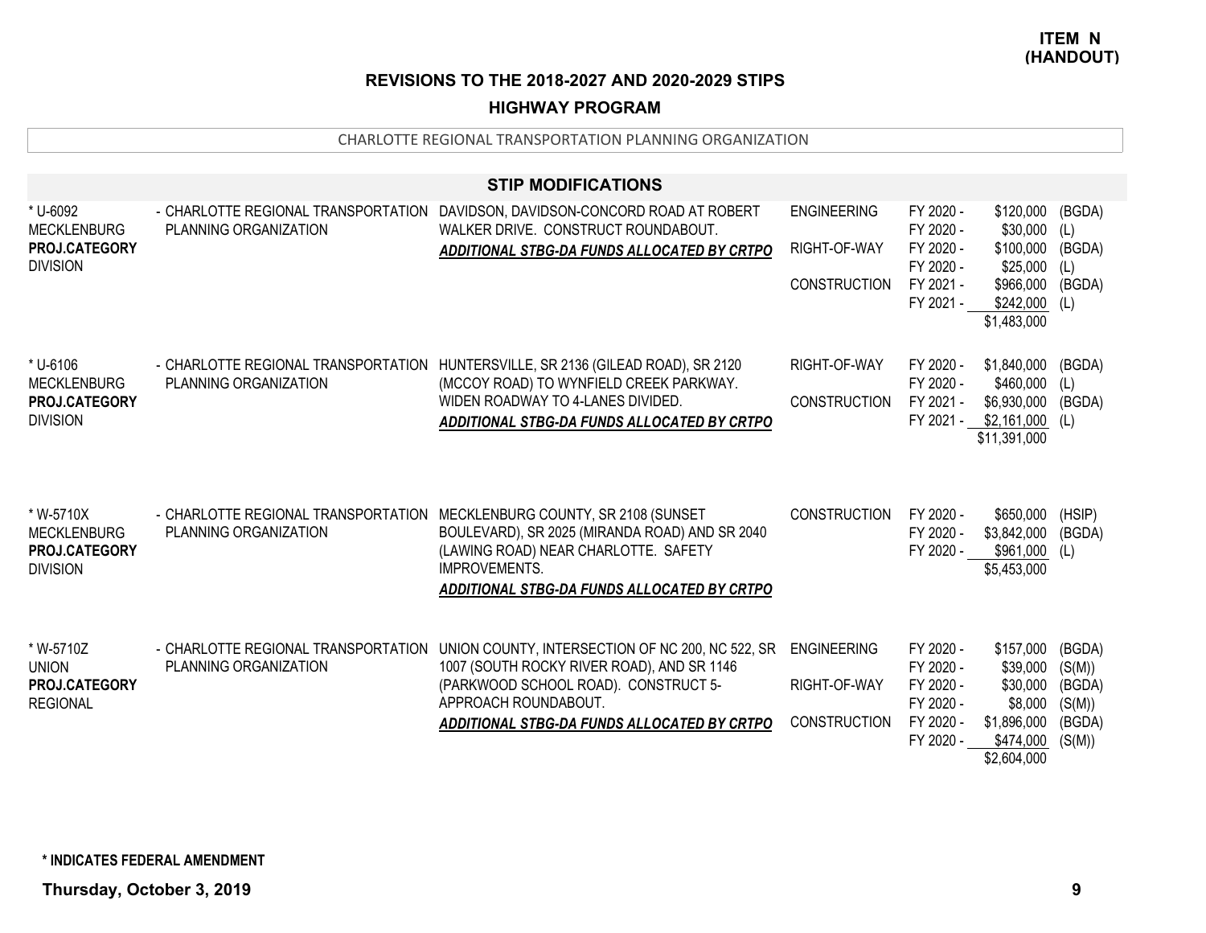**ITEM N**
**(HANDOUT)**

## REVISIONS TO THE 2018-2027 AND 2020-2029 STIPS

### HIGHWAY PROGRAM

CHARLOTTE REGIONAL TRANSPORTATION PLANNING ORGANIZATION

### STIP MODIFICATIONS

| Project | Organization | Description | Phase | Fiscal Year | Amount | Fund |
|---|---|---|---|---|---|---|
| * U-6092<br>MECKLENBURG<br>**PROJ.CATEGORY**<br>DIVISION | - CHARLOTTE REGIONAL TRANSPORTATION PLANNING ORGANIZATION | DAVIDSON, DAVIDSON-CONCORD ROAD AT ROBERT WALKER DRIVE. CONSTRUCT ROUNDABOUT.<br>***ADDITIONAL STBG-DA FUNDS ALLOCATED BY CRTPO*** | ENGINEERING | FY 2020 - | $120,000 | (BGDA) |
| | | | | FY 2020 - | $30,000 | (L) |
| | | | RIGHT-OF-WAY | FY 2020 - | $100,000 | (BGDA) |
| | | | | FY 2020 - | $25,000 | (L) |
| | | | CONSTRUCTION | FY 2021 - | $966,000 | (BGDA) |
| | | | | FY 2021 - | $242,000 | (L) |
| | | | | | $1,483,000 | |
| * U-6106<br>MECKLENBURG<br>**PROJ.CATEGORY**<br>DIVISION | - CHARLOTTE REGIONAL TRANSPORTATION PLANNING ORGANIZATION | HUNTERSVILLE, SR 2136 (GILEAD ROAD), SR 2120 (MCCOY ROAD) TO WYNFIELD CREEK PARKWAY. WIDEN ROADWAY TO 4-LANES DIVIDED.<br>***ADDITIONAL STBG-DA FUNDS ALLOCATED BY CRTPO*** | RIGHT-OF-WAY | FY 2020 - | $1,840,000 | (BGDA) |
| | | | | FY 2020 - | $460,000 | (L) |
| | | | CONSTRUCTION | FY 2021 - | $6,930,000 | (BGDA) |
| | | | | FY 2021 - | $2,161,000 | (L) |
| | | | | | $11,391,000 | |
| * W-5710X<br>MECKLENBURG<br>**PROJ.CATEGORY**<br>DIVISION | - CHARLOTTE REGIONAL TRANSPORTATION PLANNING ORGANIZATION | MECKLENBURG COUNTY, SR 2108 (SUNSET BOULEVARD), SR 2025 (MIRANDA ROAD) AND SR 2040 (LAWING ROAD) NEAR CHARLOTTE. SAFETY IMPROVEMENTS.<br>***ADDITIONAL STBG-DA FUNDS ALLOCATED BY CRTPO*** | CONSTRUCTION | FY 2020 - | $650,000 | (HSIP) |
| | | | | FY 2020 - | $3,842,000 | (BGDA) |
| | | | | FY 2020 - | $961,000 | (L) |
| | | | | | $5,453,000 | |
| * W-5710Z<br>UNION<br>**PROJ.CATEGORY**<br>REGIONAL | - CHARLOTTE REGIONAL TRANSPORTATION PLANNING ORGANIZATION | UNION COUNTY, INTERSECTION OF NC 200, NC 522, SR 1007 (SOUTH ROCKY RIVER ROAD), AND SR 1146 (PARKWOOD SCHOOL ROAD). CONSTRUCT 5-APPROACH ROUNDABOUT.<br>***ADDITIONAL STBG-DA FUNDS ALLOCATED BY CRTPO*** | ENGINEERING | FY 2020 - | $157,000 | (BGDA) |
| | | | | FY 2020 - | $39,000 | (S(M)) |
| | | | RIGHT-OF-WAY | FY 2020 - | $30,000 | (BGDA) |
| | | | | FY 2020 - | $8,000 | (S(M)) |
| | | | CONSTRUCTION | FY 2020 - | $1,896,000 | (BGDA) |
| | | | | FY 2020 - | $474,000 | (S(M)) |
| | | | | | $2,604,000 | |

**\* INDICATES FEDERAL AMENDMENT**

**Thursday, October 3, 2019**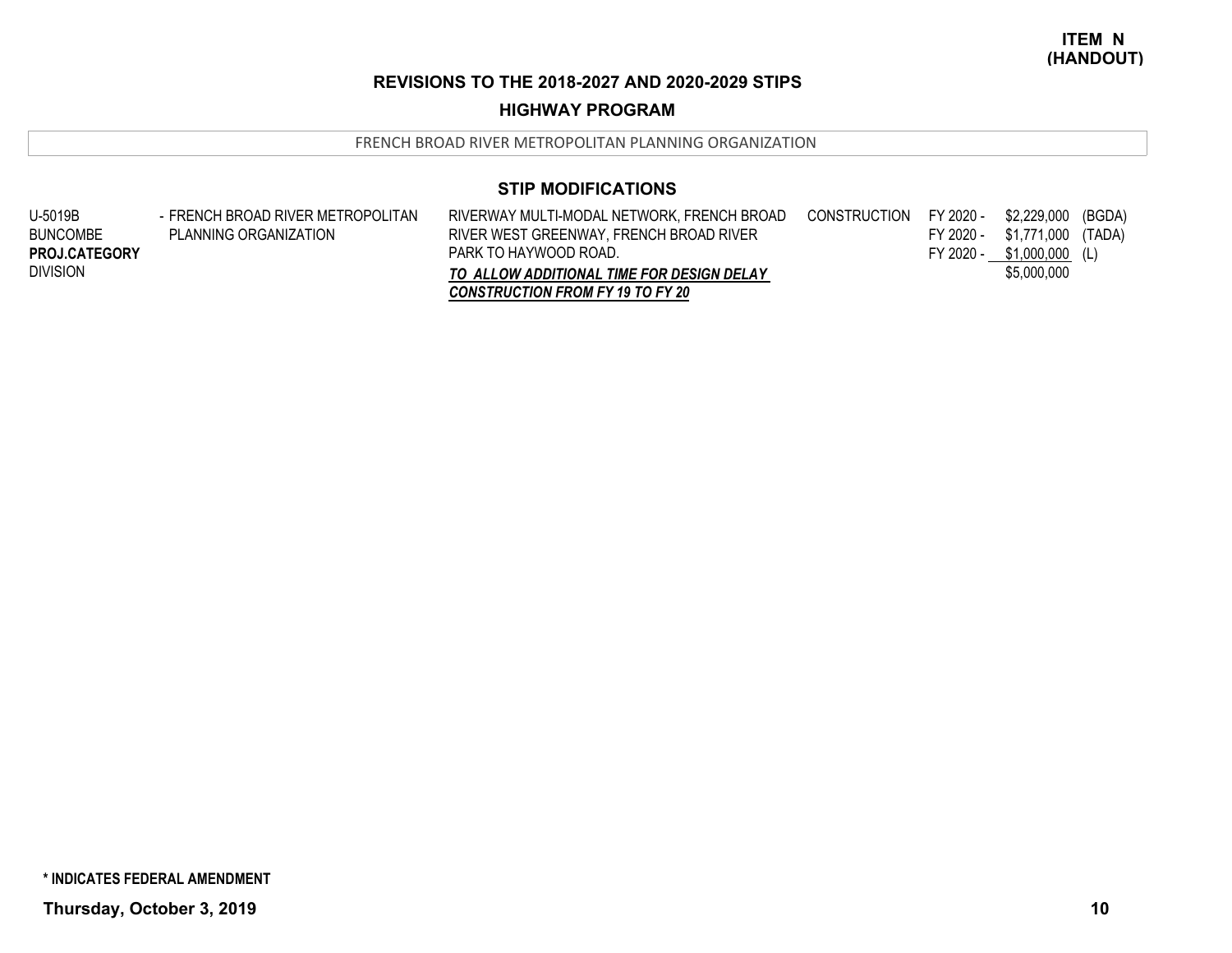**ITEM N (HANDOUT)**

## REVISIONS TO THE 2018-2027 AND 2020-2029 STIPS

## HIGHWAY PROGRAM

FRENCH BROAD RIVER METROPOLITAN PLANNING ORGANIZATION

### STIP MODIFICATIONS

| | | | | | | |
|---|---|---|---|---|---|---|
| U-5019B<br>BUNCOMBE<br>**PROJ.CATEGORY**<br>DIVISION | - FRENCH BROAD RIVER METROPOLITAN PLANNING ORGANIZATION | RIVERWAY MULTI-MODAL NETWORK, FRENCH BROAD RIVER WEST GREENWAY, FRENCH BROAD RIVER PARK TO HAYWOOD ROAD.<br>***TO ALLOW ADDITIONAL TIME FOR DESIGN DELAY CONSTRUCTION FROM FY 19 TO FY 20*** | CONSTRUCTION | FY 2020 -<br>FY 2020 -<br>FY 2020 - | \$2,229,000<br>\$1,771,000<br>\$1,000,000<br>\$5,000,000 | (BGDA)<br>(TADA)<br>(L) |

**\* INDICATES FEDERAL AMENDMENT**

**Thursday, October 3, 2019**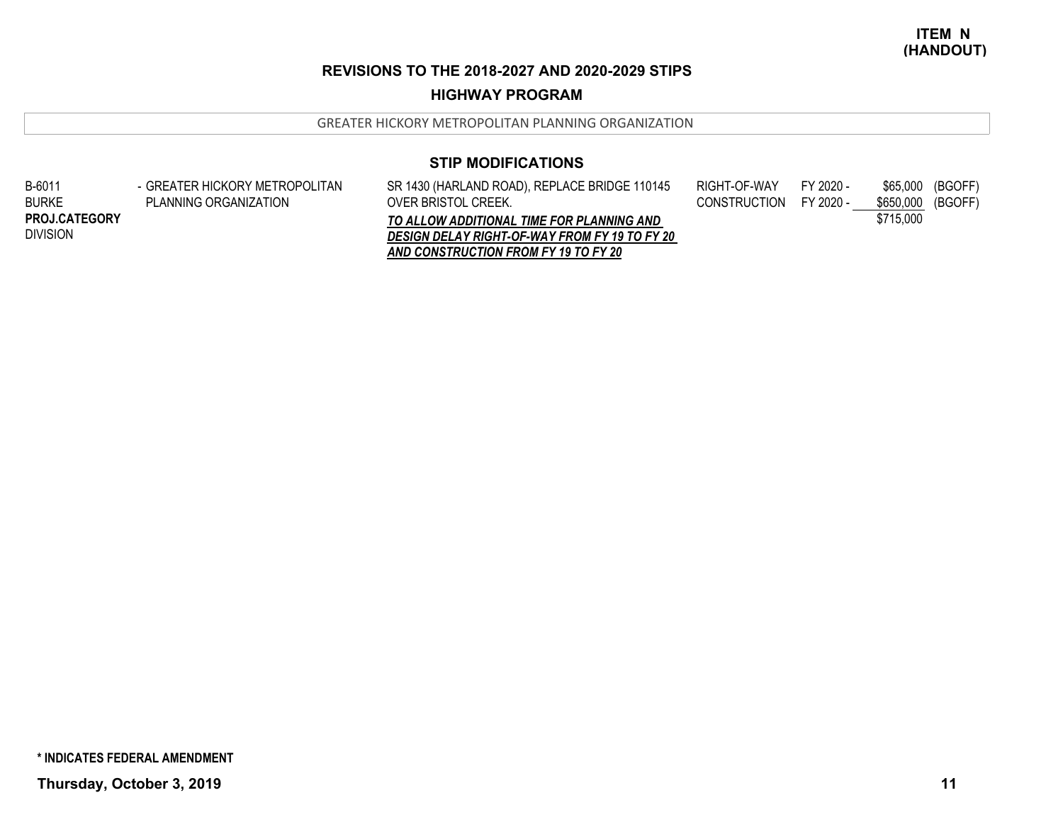**ITEM N (HANDOUT)**

## REVISIONS TO THE 2018-2027 AND 2020-2029 STIPS

### HIGHWAY PROGRAM

GREATER HICKORY METROPOLITAN PLANNING ORGANIZATION

### STIP MODIFICATIONS

| | | | | | | |
|---|---|---|---|---|---|---|
| B-6011<br>BURKE<br>**PROJ.CATEGORY**<br>DIVISION | - GREATER HICKORY METROPOLITAN PLANNING ORGANIZATION | SR 1430 (HARLAND ROAD), REPLACE BRIDGE 110145 OVER BRISTOL CREEK.<br>***TO ALLOW ADDITIONAL TIME FOR PLANNING AND DESIGN DELAY RIGHT-OF-WAY FROM FY 19 TO FY 20 AND CONSTRUCTION FROM FY 19 TO FY 20*** | RIGHT-OF-WAY | FY 2020 - | $65,000 | (BGOFF) |
| | | | CONSTRUCTION | FY 2020 - | $650,000 | (BGOFF) |
| | | | | | $715,000 | |

**\* INDICATES FEDERAL AMENDMENT**

**Thursday, October 3, 2019**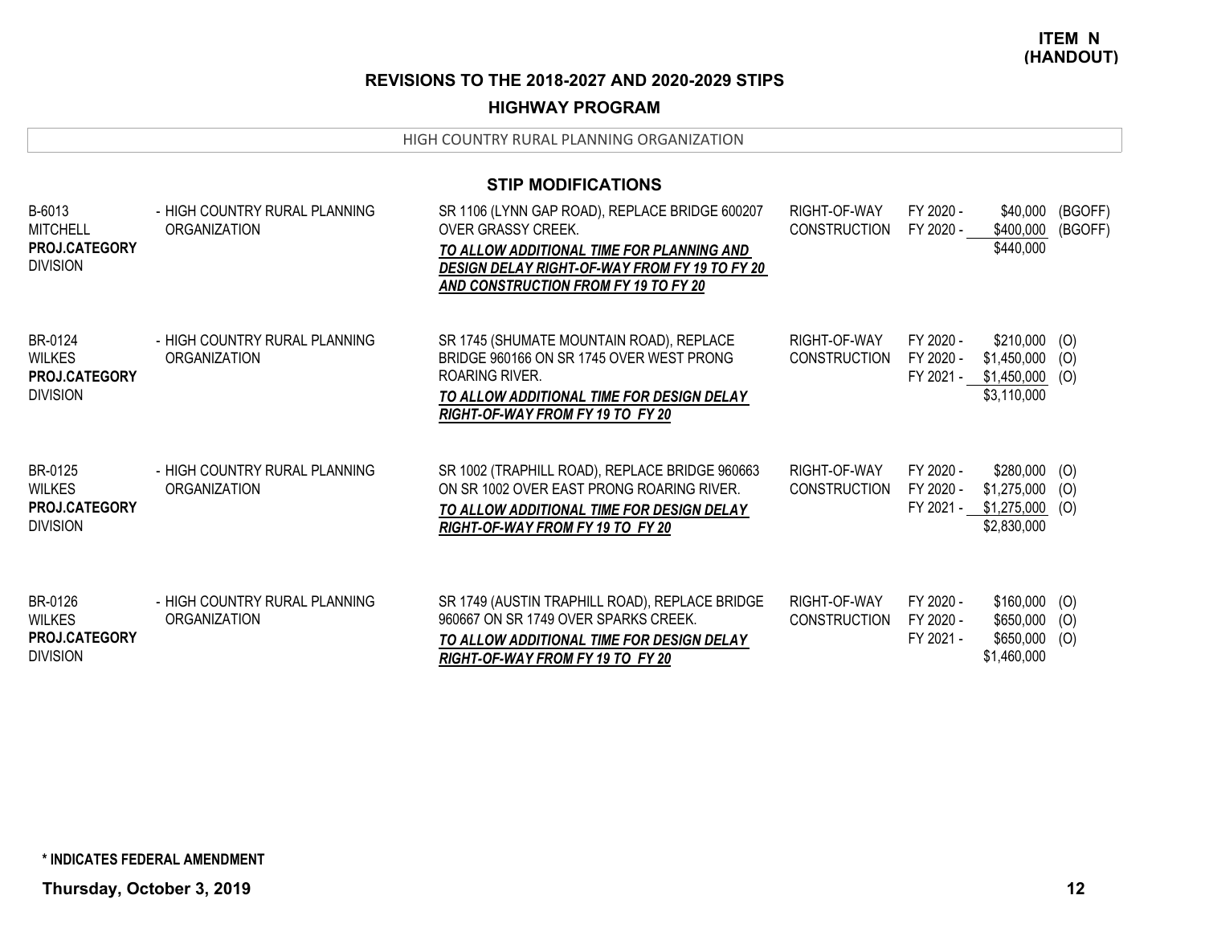**ITEM N (HANDOUT)**

## REVISIONS TO THE 2018-2027 AND 2020-2029 STIPS

## HIGHWAY PROGRAM

HIGH COUNTRY RURAL PLANNING ORGANIZATION

### STIP MODIFICATIONS

| Project | Organization | Description | Phase | Year | Amount | Source |
|---|---|---|---|---|---|---|
| B-6013<br>MITCHELL<br>**PROJ.CATEGORY**<br>DIVISION | - HIGH COUNTRY RURAL PLANNING ORGANIZATION | SR 1106 (LYNN GAP ROAD), REPLACE BRIDGE 600207 OVER GRASSY CREEK.<br>***TO ALLOW ADDITIONAL TIME FOR PLANNING AND DESIGN DELAY RIGHT-OF-WAY FROM FY 19 TO FY 20 AND CONSTRUCTION FROM FY 19 TO FY 20*** | RIGHT-OF-WAY<br>CONSTRUCTION | FY 2020 -<br>FY 2020 - | \$40,000<br>\$400,000<br>\$440,000 | (BGOFF)<br>(BGOFF) |
| BR-0124<br>WILKES<br>**PROJ.CATEGORY**<br>DIVISION | - HIGH COUNTRY RURAL PLANNING ORGANIZATION | SR 1745 (SHUMATE MOUNTAIN ROAD), REPLACE BRIDGE 960166 ON SR 1745 OVER WEST PRONG ROARING RIVER.<br>***TO ALLOW ADDITIONAL TIME FOR DESIGN DELAY RIGHT-OF-WAY FROM FY 19 TO FY 20*** | RIGHT-OF-WAY<br>CONSTRUCTION | FY 2020 -<br>FY 2020 -<br>FY 2021 - | \$210,000<br>\$1,450,000<br>\$1,450,000<br>\$3,110,000 | (O)<br>(O)<br>(O) |
| BR-0125<br>WILKES<br>**PROJ.CATEGORY**<br>DIVISION | - HIGH COUNTRY RURAL PLANNING ORGANIZATION | SR 1002 (TRAPHILL ROAD), REPLACE BRIDGE 960663 ON SR 1002 OVER EAST PRONG ROARING RIVER.<br>***TO ALLOW ADDITIONAL TIME FOR DESIGN DELAY RIGHT-OF-WAY FROM FY 19 TO FY 20*** | RIGHT-OF-WAY<br>CONSTRUCTION | FY 2020 -<br>FY 2020 -<br>FY 2021 - | \$280,000<br>\$1,275,000<br>\$1,275,000<br>\$2,830,000 | (O)<br>(O)<br>(O) |
| BR-0126<br>WILKES<br>**PROJ.CATEGORY**<br>DIVISION | - HIGH COUNTRY RURAL PLANNING ORGANIZATION | SR 1749 (AUSTIN TRAPHILL ROAD), REPLACE BRIDGE 960667 ON SR 1749 OVER SPARKS CREEK.<br>***TO ALLOW ADDITIONAL TIME FOR DESIGN DELAY RIGHT-OF-WAY FROM FY 19 TO FY 20*** | RIGHT-OF-WAY<br>CONSTRUCTION | FY 2020 -<br>FY 2020 -<br>FY 2021 - | \$160,000<br>\$650,000<br>\$650,000<br>\$1,460,000 | (O)<br>(O)<br>(O) |

**\* INDICATES FEDERAL AMENDMENT**

**Thursday, October 3, 2019**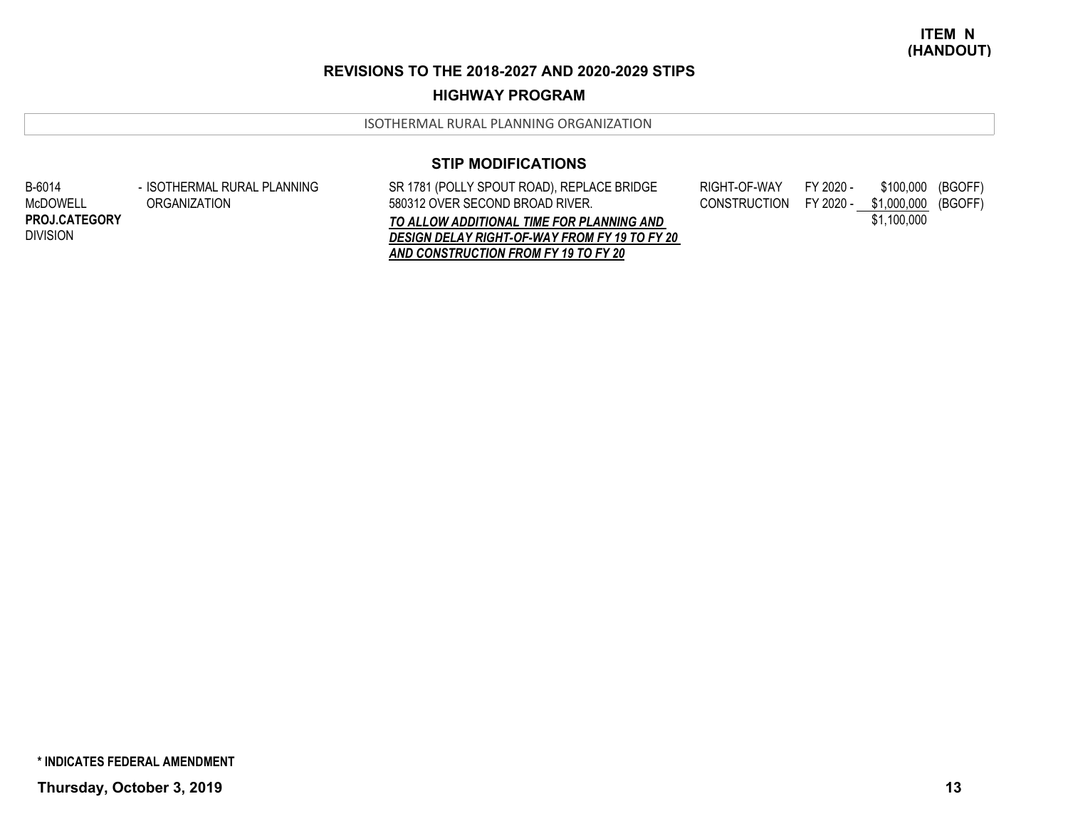**ITEM N**
**(HANDOUT)**

## REVISIONS TO THE 2018-2027 AND 2020-2029 STIPS

## HIGHWAY PROGRAM

ISOTHERMAL RURAL PLANNING ORGANIZATION

### STIP MODIFICATIONS

| Project | Organization | Description | Phase | Fiscal Year | Cost | Funding |
|---|---|---|---|---|---|---|
| B-6014<br>McDOWELL<br>**PROJ.CATEGORY**<br>DIVISION | - ISOTHERMAL RURAL PLANNING ORGANIZATION | SR 1781 (POLLY SPOUT ROAD), REPLACE BRIDGE 580312 OVER SECOND BROAD RIVER.<br>***TO ALLOW ADDITIONAL TIME FOR PLANNING AND DESIGN DELAY RIGHT-OF-WAY FROM FY 19 TO FY 20 AND CONSTRUCTION FROM FY 19 TO FY 20*** | RIGHT-OF-WAY | FY 2020 - | $100,000 | (BGOFF) |
| | | | CONSTRUCTION | FY 2020 - | $1,000,000 | (BGOFF) |
| | | | | | $1,100,000 | |

**\* INDICATES FEDERAL AMENDMENT**

**Thursday, October 3, 2019**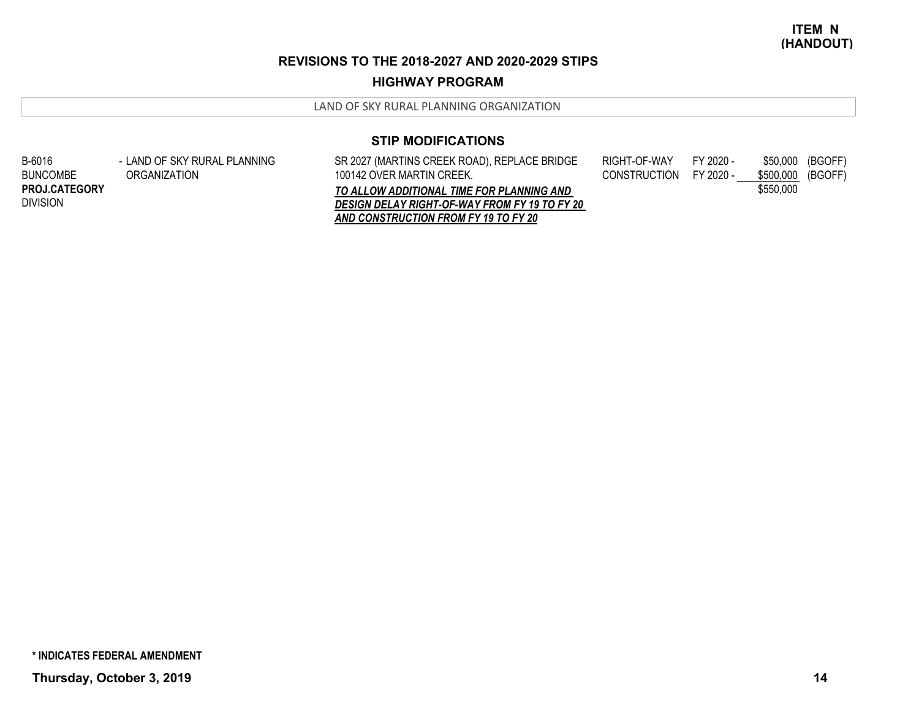**ITEM N (HANDOUT)**

## REVISIONS TO THE 2018-2027 AND 2020-2029 STIPS

### HIGHWAY PROGRAM

LAND OF SKY RURAL PLANNING ORGANIZATION

### STIP MODIFICATIONS

| | | | | | | |
|---|---|---|---|---|---|---|
| B-6016<br>BUNCOMBE<br>**PROJ.CATEGORY**<br>DIVISION | - LAND OF SKY RURAL PLANNING ORGANIZATION | SR 2027 (MARTINS CREEK ROAD), REPLACE BRIDGE 100142 OVER MARTIN CREEK.<br>***TO ALLOW ADDITIONAL TIME FOR PLANNING AND DESIGN DELAY RIGHT-OF-WAY FROM FY 19 TO FY 20 AND CONSTRUCTION FROM FY 19 TO FY 20*** | RIGHT-OF-WAY | FY 2020 - | $50,000 | (BGOFF) |
| | | | CONSTRUCTION | FY 2020 - | $500,000 | (BGOFF) |
| | | | | | $550,000 | |

**\* INDICATES FEDERAL AMENDMENT**

**Thursday, October 3, 2019**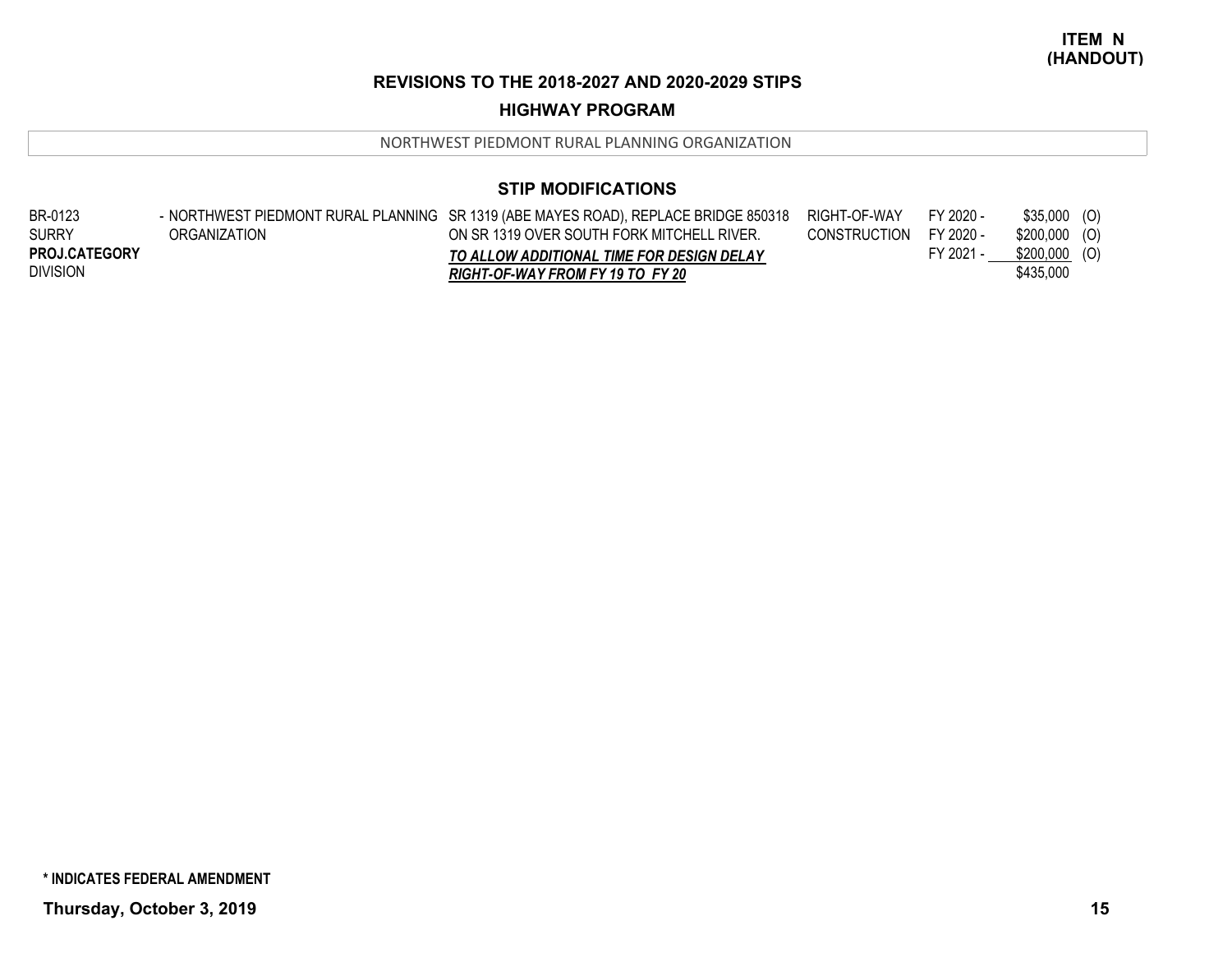**ITEM N (HANDOUT)**

## REVISIONS TO THE 2018-2027 AND 2020-2029 STIPS

## HIGHWAY PROGRAM

NORTHWEST PIEDMONT RURAL PLANNING ORGANIZATION

### STIP MODIFICATIONS

| | | | | | | |
|---|---|---|---|---|---|---|
| BR-0123<br>SURRY<br>**PROJ.CATEGORY**<br>DIVISION | - NORTHWEST PIEDMONT RURAL PLANNING ORGANIZATION | SR 1319 (ABE MAYES ROAD), REPLACE BRIDGE 850318 ON SR 1319 OVER SOUTH FORK MITCHELL RIVER.<br>***TO ALLOW ADDITIONAL TIME FOR DESIGN DELAY RIGHT-OF-WAY FROM FY 19 TO FY 20*** | RIGHT-OF-WAY<br>CONSTRUCTION | FY 2020 -<br>FY 2020 -<br>FY 2021 - | \$35,000<br>\$200,000<br>\$200,000<br>\$435,000 | (O)<br>(O)<br>(O) |

**\* INDICATES FEDERAL AMENDMENT**

**Thursday, October 3, 2019**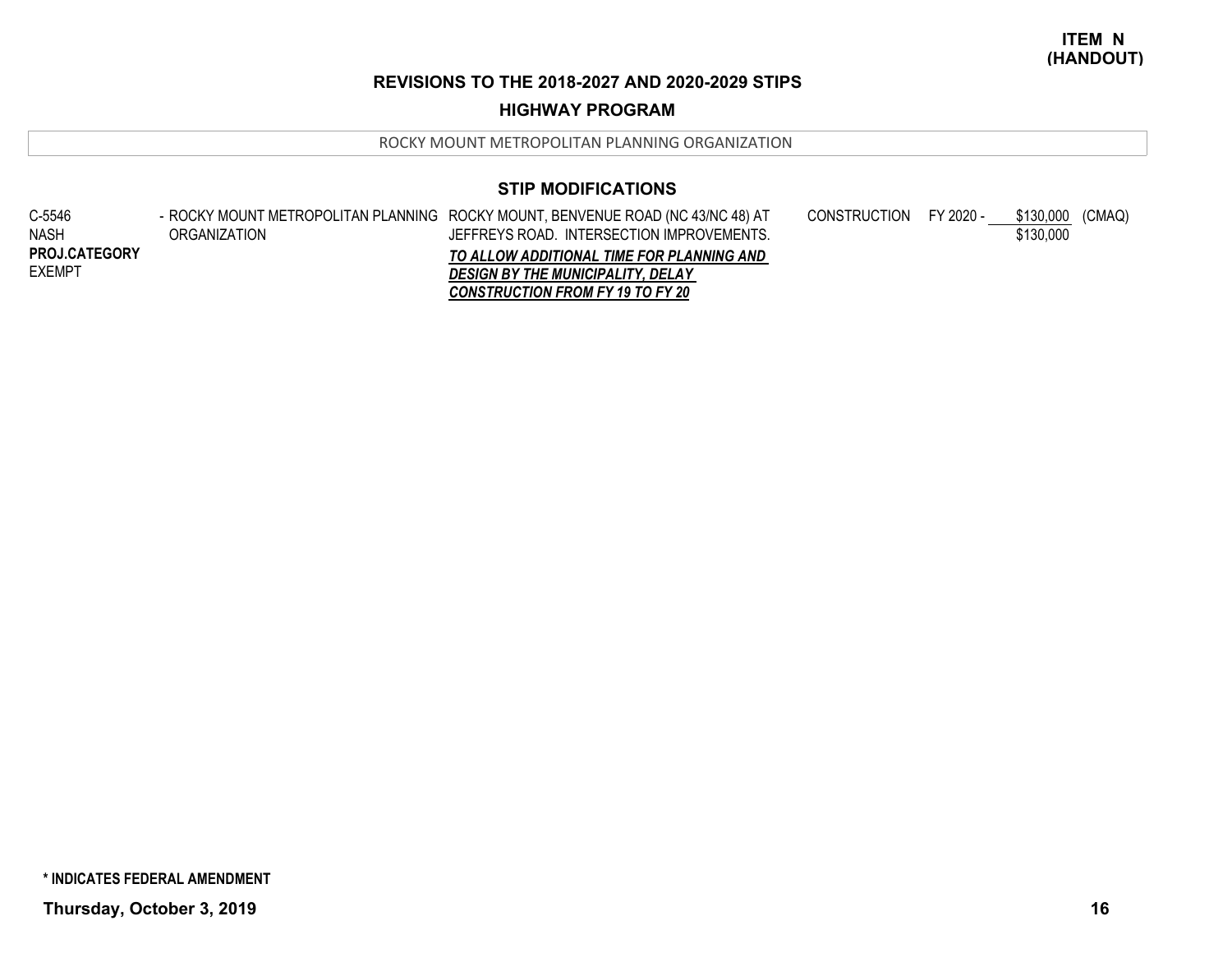**ITEM N (HANDOUT)**

## REVISIONS TO THE 2018-2027 AND 2020-2029 STIPS

### HIGHWAY PROGRAM

ROCKY MOUNT METROPOLITAN PLANNING ORGANIZATION

### STIP MODIFICATIONS

| | | | | | | |
|---|---|---|---|---|---|---|
| C-5546<br>NASH<br>**PROJ.CATEGORY**<br>EXEMPT | - ROCKY MOUNT METROPOLITAN PLANNING ORGANIZATION | ROCKY MOUNT, BENVENUE ROAD (NC 43/NC 48) AT JEFFREYS ROAD. INTERSECTION IMPROVEMENTS.<br>***TO ALLOW ADDITIONAL TIME FOR PLANNING AND DESIGN BY THE MUNICIPALITY, DELAY CONSTRUCTION FROM FY 19 TO FY 20*** | CONSTRUCTION | FY 2020 - | \$130,000<br>\$130,000 | (CMAQ) |

**\* INDICATES FEDERAL AMENDMENT**

**Thursday, October 3, 2019**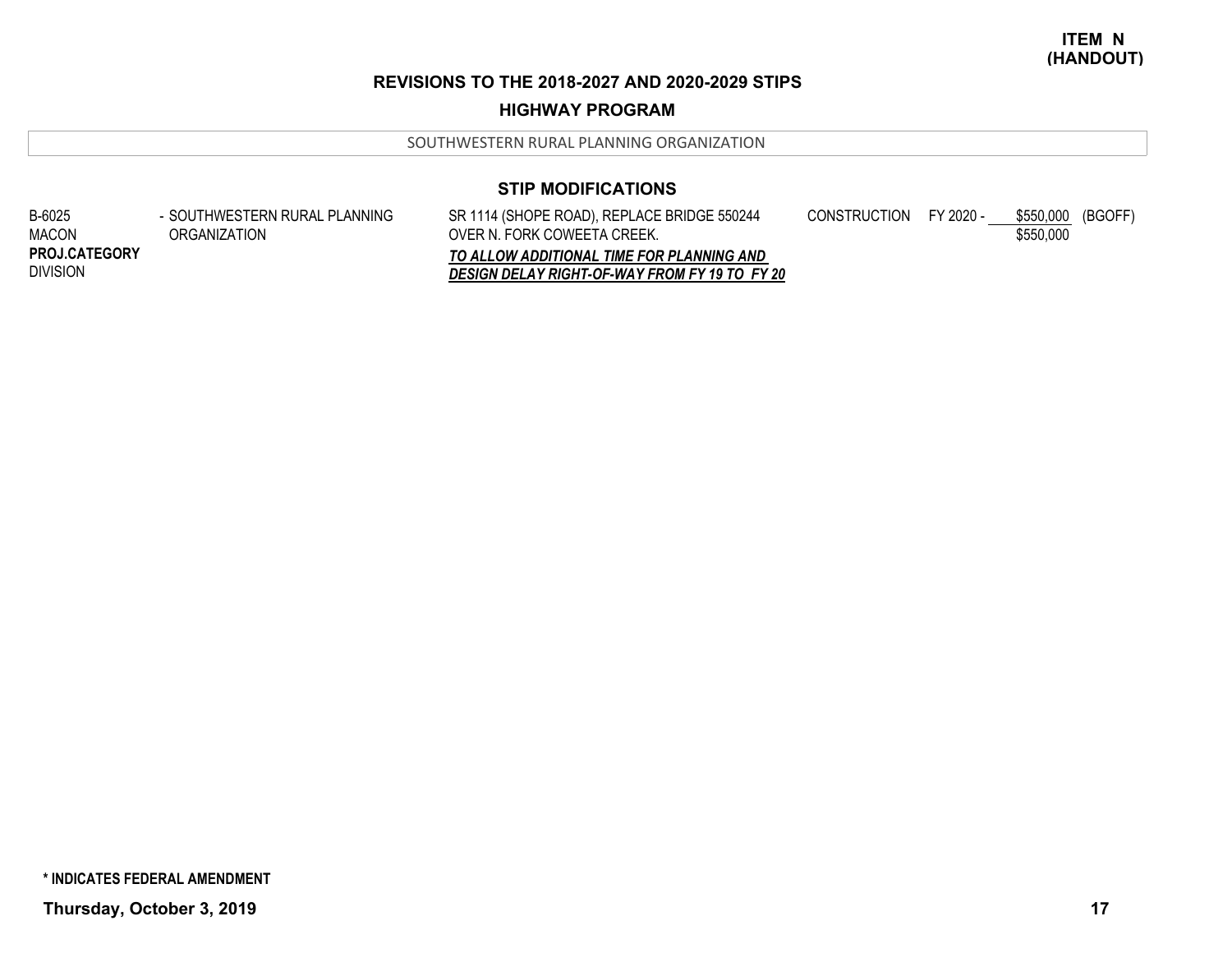**ITEM N (HANDOUT)**

## REVISIONS TO THE 2018-2027 AND 2020-2029 STIPS

### HIGHWAY PROGRAM

SOUTHWESTERN RURAL PLANNING ORGANIZATION

### STIP MODIFICATIONS

| | | | | | | |
|---|---|---|---|---|---|---|
| B-6025<br>MACON<br>**PROJ.CATEGORY**<br>DIVISION | - SOUTHWESTERN RURAL PLANNING ORGANIZATION | SR 1114 (SHOPE ROAD), REPLACE BRIDGE 550244 OVER N. FORK COWEETA CREEK.<br>***TO ALLOW ADDITIONAL TIME FOR PLANNING AND DESIGN DELAY RIGHT-OF-WAY FROM FY 19 TO FY 20*** | CONSTRUCTION | FY 2020 - | $550,000<br>$550,000 | (BGOFF) |

**\* INDICATES FEDERAL AMENDMENT**

**Thursday, October 3, 2019**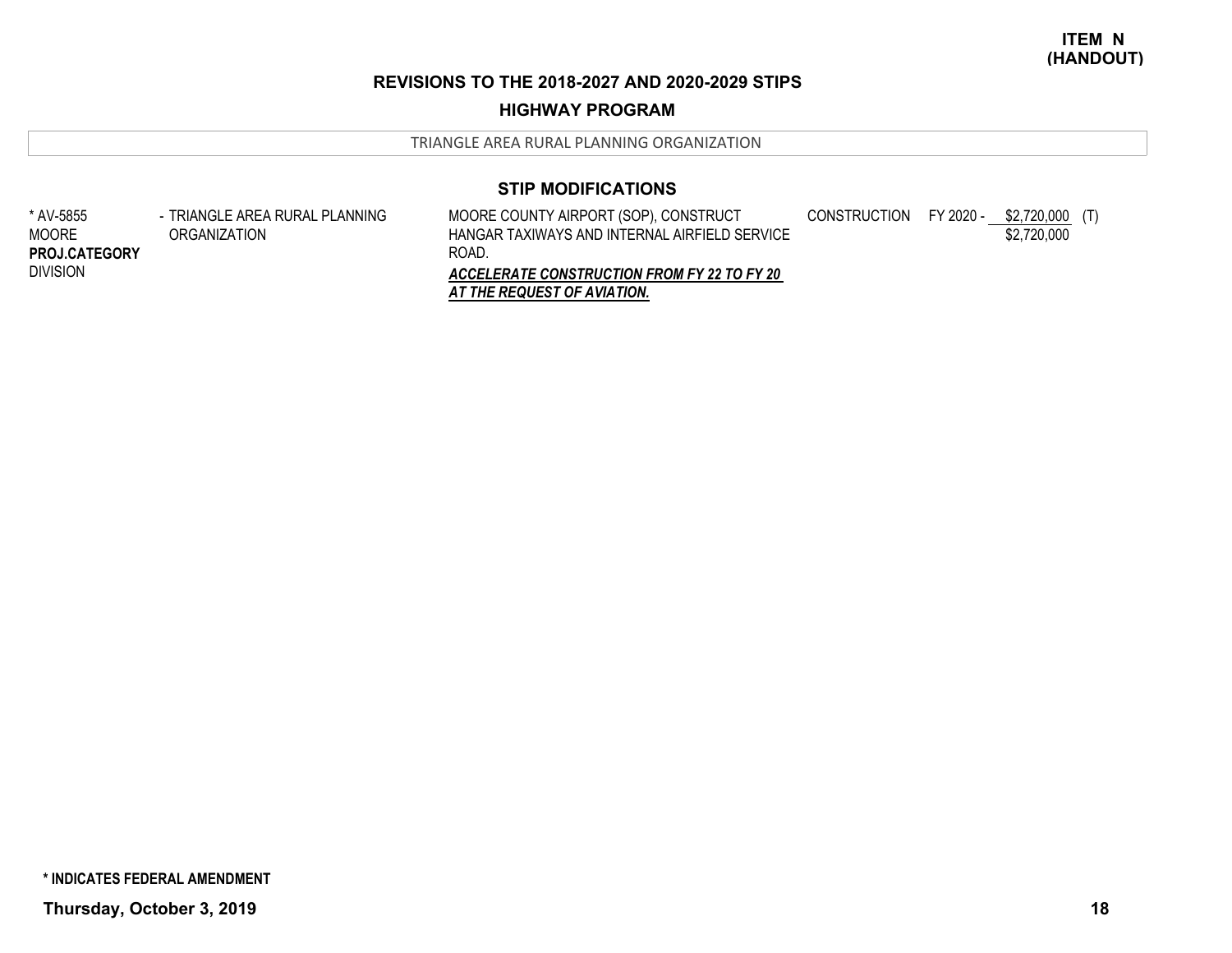**ITEM N (HANDOUT)**

## REVISIONS TO THE 2018-2027 AND 2020-2029 STIPS

### HIGHWAY PROGRAM

TRIANGLE AREA RURAL PLANNING ORGANIZATION

### STIP MODIFICATIONS

| | | | | | | |
|---|---|---|---|---|---|---|
| * AV-5855<br>MOORE<br>**PROJ.CATEGORY**<br>DIVISION | - TRIANGLE AREA RURAL PLANNING ORGANIZATION | MOORE COUNTY AIRPORT (SOP), CONSTRUCT HANGAR TAXIWAYS AND INTERNAL AIRFIELD SERVICE ROAD.<br>***ACCELERATE CONSTRUCTION FROM FY 22 TO FY 20 AT THE REQUEST OF AVIATION.*** | CONSTRUCTION | FY 2020 - | $2,720,000<br>$2,720,000 | (T) |

**\* INDICATES FEDERAL AMENDMENT**

**Thursday, October 3, 2019**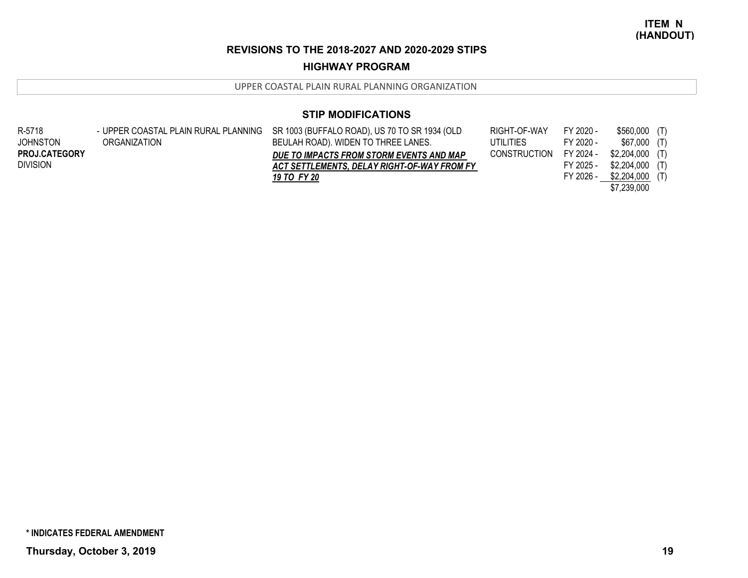**ITEM N (HANDOUT)**

## REVISIONS TO THE 2018-2027 AND 2020-2029 STIPS

### HIGHWAY PROGRAM

UPPER COASTAL PLAIN RURAL PLANNING ORGANIZATION

### STIP MODIFICATIONS

| | | | | | | |
|---|---|---|---|---|---|---|
| R-5718<br>JOHNSTON<br>**PROJ.CATEGORY**<br>DIVISION | - UPPER COASTAL PLAIN RURAL PLANNING ORGANIZATION | SR 1003 (BUFFALO ROAD), US 70 TO SR 1934 (OLD BEULAH ROAD). WIDEN TO THREE LANES.<br>***DUE TO IMPACTS FROM STORM EVENTS AND MAP ACT SETTLEMENTS, DELAY RIGHT-OF-WAY FROM FY 19 TO FY 20*** | RIGHT-OF-WAY | FY 2020 - | $560,000 | (T) |
| | | | UTILITIES | FY 2020 - | $67,000 | (T) |
| | | | CONSTRUCTION | FY 2024 - | $2,204,000 | (T) |
| | | | | FY 2025 - | $2,204,000 | (T) |
| | | | | FY 2026 - | $2,204,000 | (T) |
| | | | | | $7,239,000 | |

**\* INDICATES FEDERAL AMENDMENT**

**Thursday, October 3, 2019**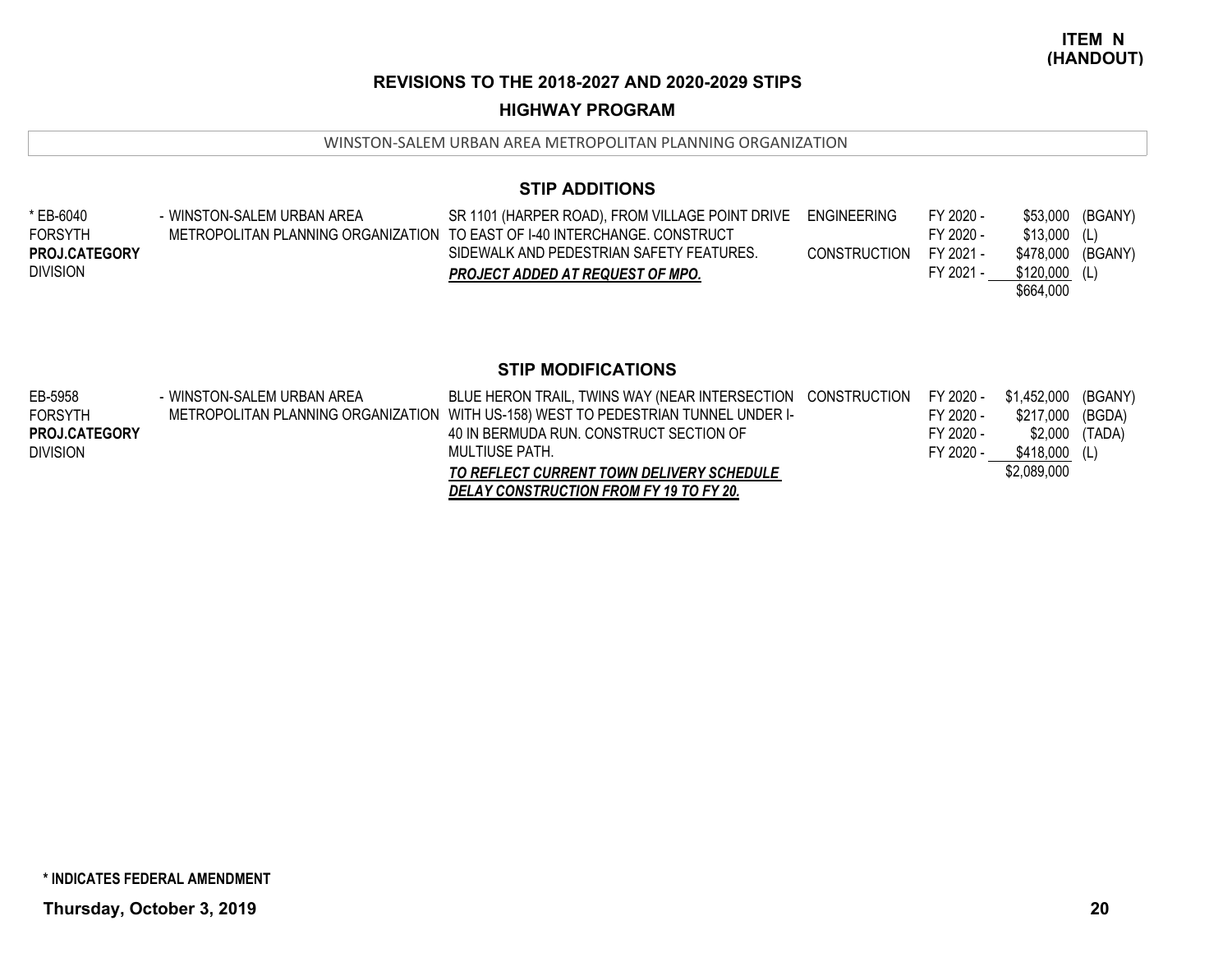**ITEM N**
**(HANDOUT)**

## REVISIONS TO THE 2018-2027 AND 2020-2029 STIPS

## HIGHWAY PROGRAM

WINSTON-SALEM URBAN AREA METROPOLITAN PLANNING ORGANIZATION

### STIP ADDITIONS

| | | | | | | |
|---|---|---|---|---|---|---|
| * EB-6040<br>FORSYTH<br>**PROJ.CATEGORY**<br>DIVISION | - WINSTON-SALEM URBAN AREA METROPOLITAN PLANNING ORGANIZATION | SR 1101 (HARPER ROAD), FROM VILLAGE POINT DRIVE TO EAST OF I-40 INTERCHANGE. CONSTRUCT SIDEWALK AND PEDESTRIAN SAFETY FEATURES.<br>***PROJECT ADDED AT REQUEST OF MPO.*** | ENGINEERING | FY 2020 - | $53,000 | (BGANY) |
| | | | | FY 2020 - | $13,000 | (L) |
| | | | CONSTRUCTION | FY 2021 - | $478,000 | (BGANY) |
| | | | | FY 2021 - | $120,000 | (L) |
| | | | | | $664,000 | |

### STIP MODIFICATIONS

| | | | | | | |
|---|---|---|---|---|---|---|
| EB-5958<br>FORSYTH<br>**PROJ.CATEGORY**<br>DIVISION | - WINSTON-SALEM URBAN AREA METROPOLITAN PLANNING ORGANIZATION | BLUE HERON TRAIL, TWINS WAY (NEAR INTERSECTION WITH US-158) WEST TO PEDESTRIAN TUNNEL UNDER I-40 IN BERMUDA RUN. CONSTRUCT SECTION OF MULTIUSE PATH.<br>***TO REFLECT CURRENT TOWN DELIVERY SCHEDULE DELAY CONSTRUCTION FROM FY 19 TO FY 20.*** | CONSTRUCTION | FY 2020 - | $1,452,000 | (BGANY) |
| | | | | FY 2020 - | $217,000 | (BGDA) |
| | | | | FY 2020 - | $2,000 | (TADA) |
| | | | | FY 2020 - | $418,000 | (L) |
| | | | | | $2,089,000 | |

**\* INDICATES FEDERAL AMENDMENT**

**Thursday, October 3, 2019**